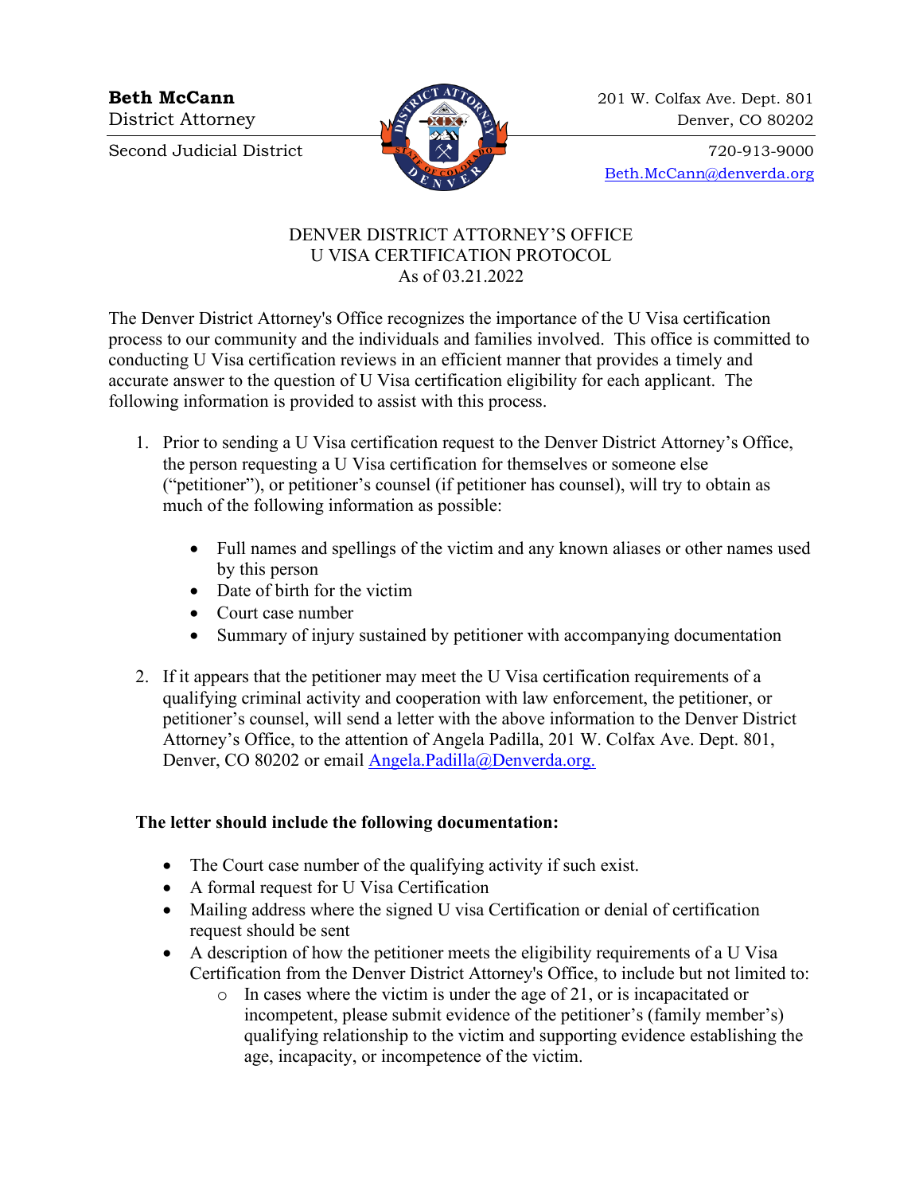**Beth McCann**
District Attorney

Second Judicial District

201 W. Colfax Ave. Dept. 801
Denver, CO 80202

720-913-9000
Beth.McCann@denverda.org

# DENVER DISTRICT ATTORNEY'S OFFICE
## U VISA CERTIFICATION PROTOCOL
As of 03.21.2022

The Denver District Attorney's Office recognizes the importance of the U Visa certification process to our community and the individuals and families involved. This office is committed to conducting U Visa certification reviews in an efficient manner that provides a timely and accurate answer to the question of U Visa certification eligibility for each applicant. The following information is provided to assist with this process.

1. Prior to sending a U Visa certification request to the Denver District Attorney's Office, the person requesting a U Visa certification for themselves or someone else ("petitioner"), or petitioner's counsel (if petitioner has counsel), will try to obtain as much of the following information as possible:

    - Full names and spellings of the victim and any known aliases or other names used by this person
    - Date of birth for the victim
    - Court case number
    - Summary of injury sustained by petitioner with accompanying documentation

2. If it appears that the petitioner may meet the U Visa certification requirements of a qualifying criminal activity and cooperation with law enforcement, the petitioner, or petitioner's counsel, will send a letter with the above information to the Denver District Attorney's Office, to the attention of Angela Padilla, 201 W. Colfax Ave. Dept. 801, Denver, CO 80202 or email Angela.Padilla@Denverda.org.

**The letter should include the following documentation:**

- The Court case number of the qualifying activity if such exist.
- A formal request for U Visa Certification
- Mailing address where the signed U visa Certification or denial of certification request should be sent
- A description of how the petitioner meets the eligibility requirements of a U Visa Certification from the Denver District Attorney's Office, to include but not limited to:
    - In cases where the victim is under the age of 21, or is incapacitated or incompetent, please submit evidence of the petitioner's (family member's) qualifying relationship to the victim and supporting evidence establishing the age, incapacity, or incompetence of the victim.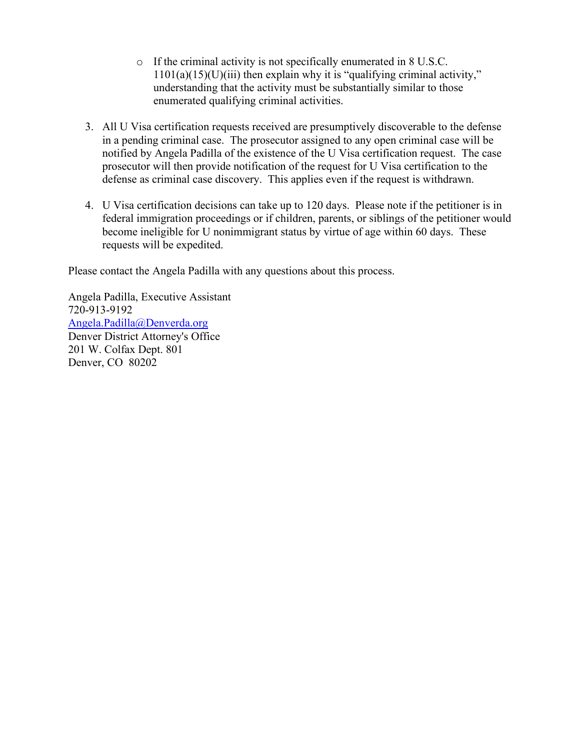- If the criminal activity is not specifically enumerated in 8 U.S.C. 1101(a)(15)(U)(iii) then explain why it is "qualifying criminal activity," understanding that the activity must be substantially similar to those enumerated qualifying criminal activities.

3. All U Visa certification requests received are presumptively discoverable to the defense in a pending criminal case. The prosecutor assigned to any open criminal case will be notified by Angela Padilla of the existence of the U Visa certification request. The case prosecutor will then provide notification of the request for U Visa certification to the defense as criminal case discovery. This applies even if the request is withdrawn.

4. U Visa certification decisions can take up to 120 days. Please note if the petitioner is in federal immigration proceedings or if children, parents, or siblings of the petitioner would become ineligible for U nonimmigrant status by virtue of age within 60 days. These requests will be expedited.

Please contact the Angela Padilla with any questions about this process.

Angela Padilla, Executive Assistant
720-913-9192
Angela.Padilla@Denverda.org
Denver District Attorney's Office
201 W. Colfax Dept. 801
Denver, CO 80202